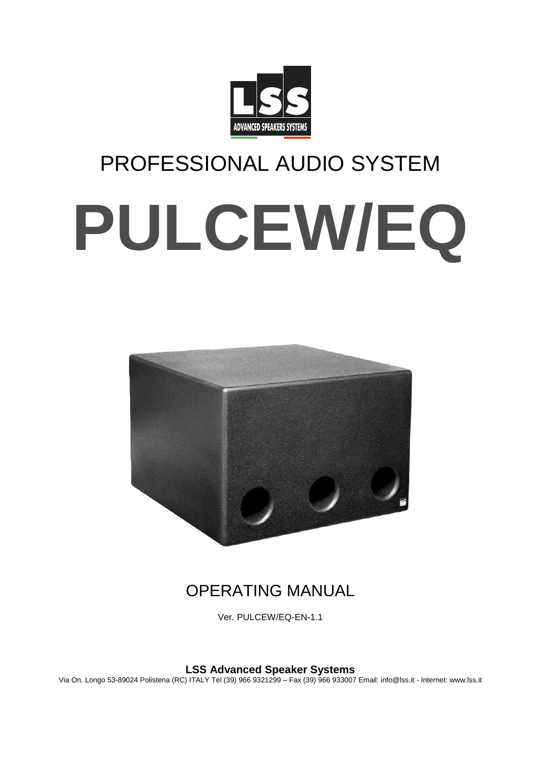LSS

ADVANCED SPEAKERS SYSTEMS

PROFESSIONAL AUDIO SYSTEM

# PULCEW/EQ

## OPERATING MANUAL

Ver. PULCEW/EQ-EN-1.1

**LSS Advanced Speaker Systems**

Via On. Longo 53-89024 Polistena (RC) ITALY Tel (39) 966 9321299 – Fax (39) 966 933007 Email: info@lss.it - Internet: www.lss.it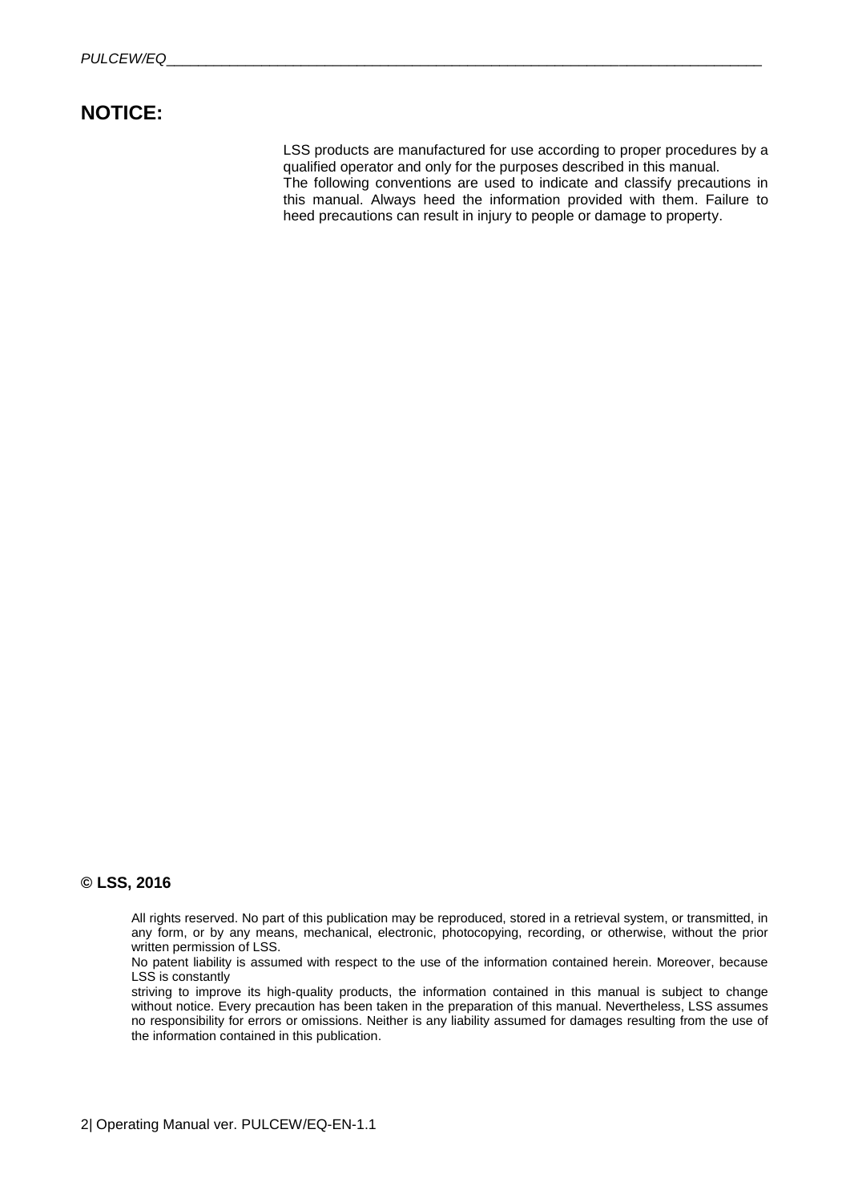# NOTICE:

LSS products are manufactured for use according to proper procedures by a qualified operator and only for the purposes described in this manual.
The following conventions are used to indicate and classify precautions in this manual. Always heed the information provided with them. Failure to heed precautions can result in injury to people or damage to property.

**© LSS, 2016**

All rights reserved. No part of this publication may be reproduced, stored in a retrieval system, or transmitted, in any form, or by any means, mechanical, electronic, photocopying, recording, or otherwise, without the prior written permission of LSS.
No patent liability is assumed with respect to the use of the information contained herein. Moreover, because LSS is constantly
striving to improve its high-quality products, the information contained in this manual is subject to change without notice. Every precaution has been taken in the preparation of this manual. Nevertheless, LSS assumes no responsibility for errors or omissions. Neither is any liability assumed for damages resulting from the use of the information contained in this publication.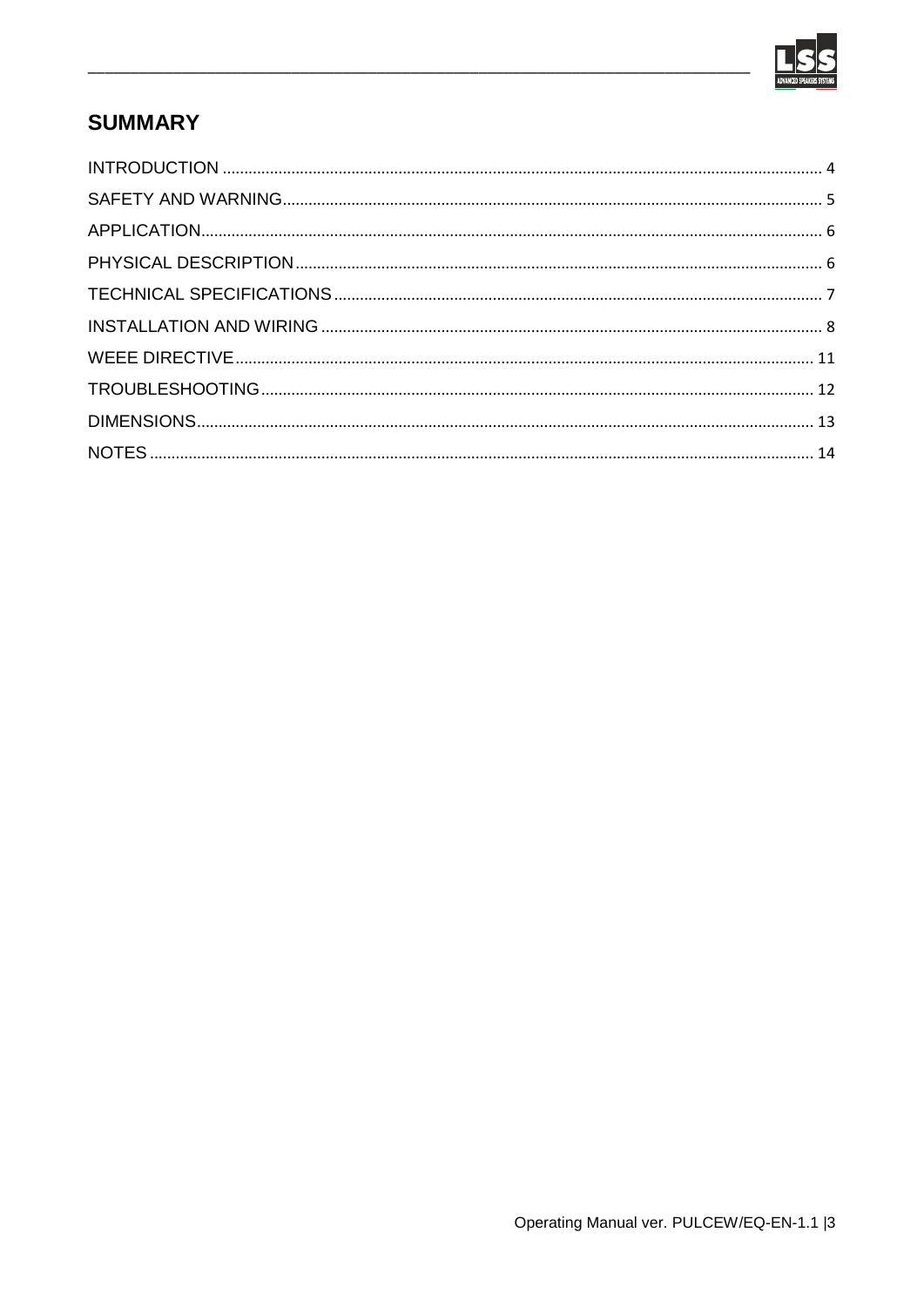## SUMMARY

INTRODUCTION ............................................................ 4
SAFETY AND WARNING ............................................................ 5
APPLICATION ............................................................ 6
PHYSICAL DESCRIPTION ............................................................ 6
TECHNICAL SPECIFICATIONS ............................................................ 7
INSTALLATION AND WIRING ............................................................ 8
WEEE DIRECTIVE ............................................................ 11
TROUBLESHOOTING ............................................................ 12
DIMENSIONS ............................................................ 13
NOTES ............................................................ 14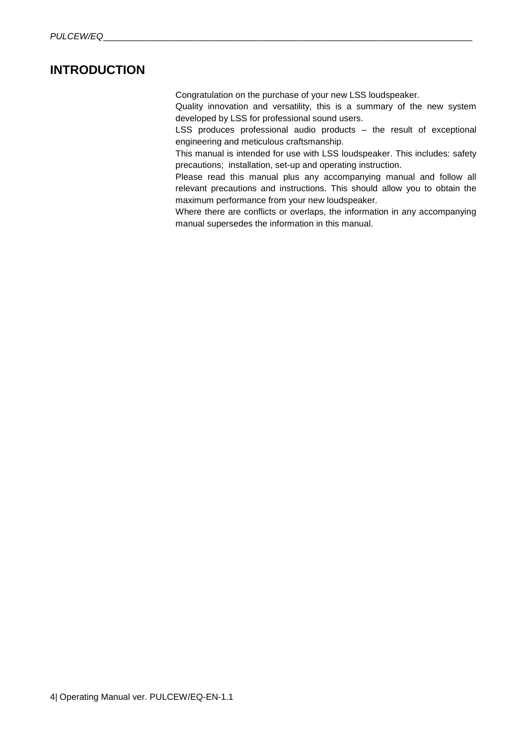# INTRODUCTION

Congratulation on the purchase of your new LSS loudspeaker.

Quality innovation and versatility, this is a summary of the new system developed by LSS for professional sound users.

LSS produces professional audio products – the result of exceptional engineering and meticulous craftsmanship.

This manual is intended for use with LSS loudspeaker. This includes: safety precautions; installation, set-up and operating instruction.

Please read this manual plus any accompanying manual and follow all relevant precautions and instructions. This should allow you to obtain the maximum performance from your new loudspeaker.

Where there are conflicts or overlaps, the information in any accompanying manual supersedes the information in this manual.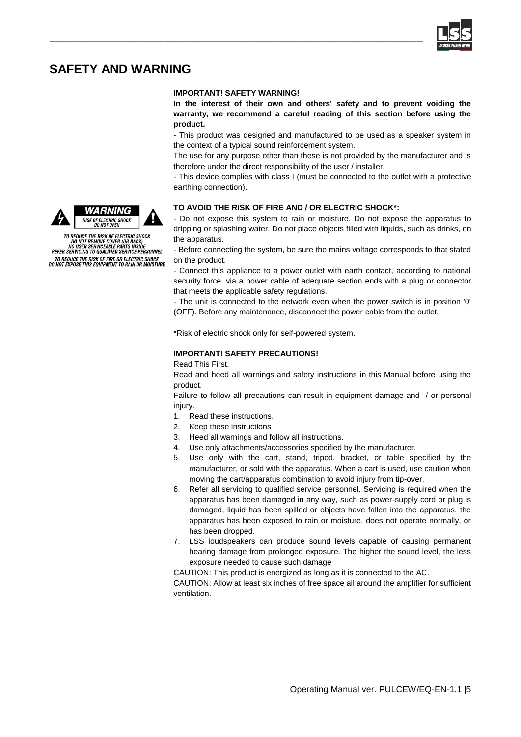# SAFETY AND WARNING

**IMPORTANT! SAFETY WARNING!**

**In the interest of their own and others' safety and to prevent voiding the warranty, we recommend a careful reading of this section before using the product.**

- This product was designed and manufactured to be used as a speaker system in the context of a typical sound reinforcement system.

The use for any purpose other than these is not provided by the manufacturer and is therefore under the direct responsibility of the user / installer.

- This device complies with class I (must be connected to the outlet with a protective earthing connection).

WARNING
RISK OF ELECTRIC SHOCK
DO NOT OPEN

TO REDUCE THE RISK OF ELECTRIC SHOCK
DO NOT REMOVE COVER (OR BACK)
NO USER SERVICEABLE PARTS INSIDE
REFER SERVICING TO QUALIFIED SERVICE PERSONNEL
TO REDUCE THE RISK OF FIRE OR ELECTRIC SHOCK
DO NOT EXPOSE THIS EQUIPMENT TO RAIN OR MOISTURE

**TO AVOID THE RISK OF FIRE AND / OR ELECTRIC SHOCK*:**

- Do not expose this system to rain or moisture. Do not expose the apparatus to dripping or splashing water. Do not place objects filled with liquids, such as drinks, on the apparatus.
- Before connecting the system, be sure the mains voltage corresponds to that stated on the product.
- Connect this appliance to a power outlet with earth contact, according to national security force, via a power cable of adequate section ends with a plug or connector that meets the applicable safety regulations.
- The unit is connected to the network even when the power switch is in position '0' (OFF). Before any maintenance, disconnect the power cable from the outlet.

*Risk of electric shock only for self-powered system.

**IMPORTANT! SAFETY PRECAUTIONS!**

Read This First.

Read and heed all warnings and safety instructions in this Manual before using the product.

Failure to follow all precautions can result in equipment damage and / or personal injury.

1. Read these instructions.
2. Keep these instructions
3. Heed all warnings and follow all instructions.
4. Use only attachments/accessories specified by the manufacturer.
5. Use only with the cart, stand, tripod, bracket, or table specified by the manufacturer, or sold with the apparatus. When a cart is used, use caution when moving the cart/apparatus combination to avoid injury from tip-over.
6. Refer all servicing to qualified service personnel. Servicing is required when the apparatus has been damaged in any way, such as power-supply cord or plug is damaged, liquid has been spilled or objects have fallen into the apparatus, the apparatus has been exposed to rain or moisture, does not operate normally, or has been dropped.
7. LSS loudspeakers can produce sound levels capable of causing permanent hearing damage from prolonged exposure. The higher the sound level, the less exposure needed to cause such damage

CAUTION: This product is energized as long as it is connected to the AC.

CAUTION: Allow at least six inches of free space all around the amplifier for sufficient ventilation.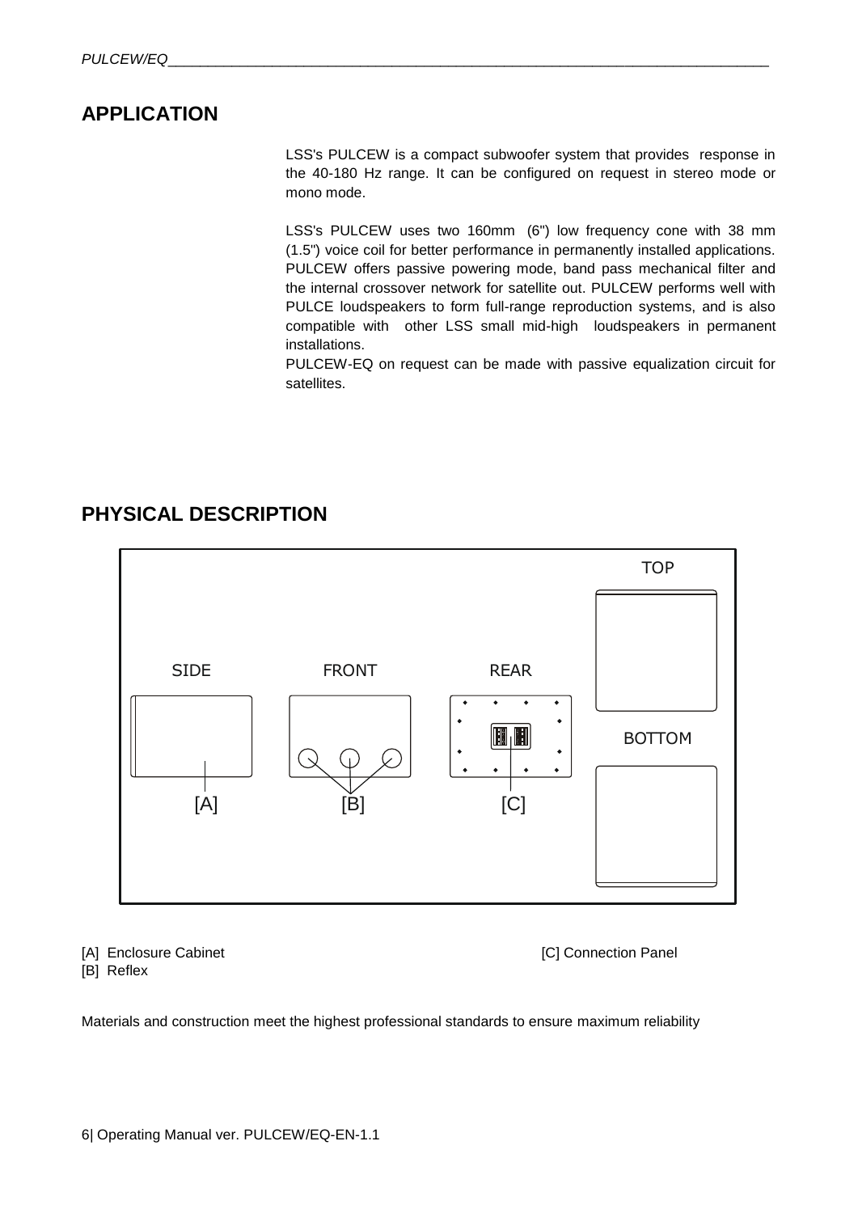## APPLICATION

LSS's PULCEW is a compact subwoofer system that provides response in the 40-180 Hz range. It can be configured on request in stereo mode or mono mode.

LSS's PULCEW uses two 160mm (6") low frequency cone with 38 mm (1.5") voice coil for better performance in permanently installed applications. PULCEW offers passive powering mode, band pass mechanical filter and the internal crossover network for satellite out. PULCEW performs well with PULCE loudspeakers to form full-range reproduction systems, and is also compatible with other LSS small mid-high loudspeakers in permanent installations.
PULCEW-EQ on request can be made with passive equalization circuit for satellites.

## PHYSICAL DESCRIPTION

[A] Enclosure Cabinet
[B] Reflex
[C] Connection Panel

Materials and construction meet the highest professional standards to ensure maximum reliability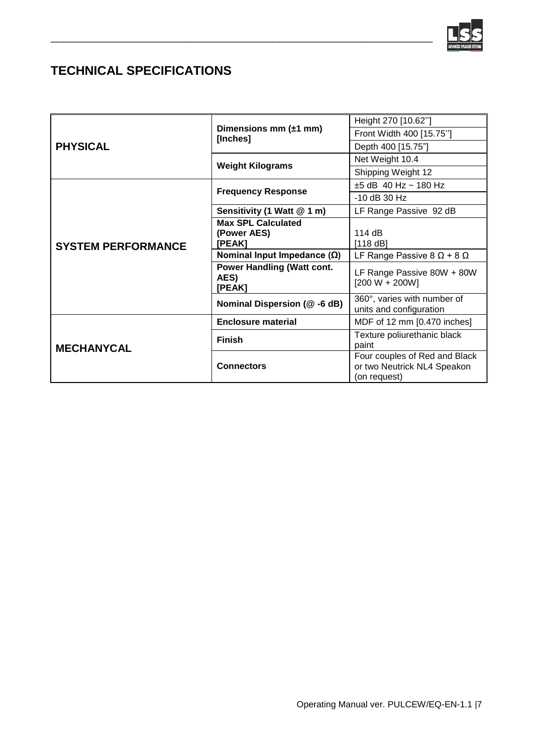# TECHNICAL SPECIFICATIONS

| | | |
|---|---|---|
| **PHYSICAL** | **Dimensions mm (±1 mm) [Inches]** | Height 270 [10.62''] |
| | | Front Width 400 [15.75''] |
| | | Depth 400 [15.75"] |
| | **Weight Kilograms** | Net Weight 10.4 |
| | | Shipping Weight 12 |
| **SYSTEM PERFORMANCE** | **Frequency Response** | ±5 dB 40 Hz ~ 180 Hz |
| | | -10 dB 30 Hz |
| | **Sensitivity (1 Watt @ 1 m)** | LF Range Passive 92 dB |
| | **Max SPL Calculated (Power AES) [PEAK]** | 114 dB [118 dB] |
| | **Nominal Input Impedance (Ω)** | LF Range Passive 8 Ω + 8 Ω |
| | **Power Handling (Watt cont. AES) [PEAK]** | LF Range Passive 80W + 80W [200 W + 200W] |
| | **Nominal Dispersion (@ -6 dB)** | 360°, varies with number of units and configuration |
| **MECHANYCAL** | **Enclosure material** | MDF of 12 mm [0.470 inches] |
| | **Finish** | Texture poliurethanic black paint |
| | **Connectors** | Four couples of Red and Black or two Neutrick NL4 Speakon (on request) |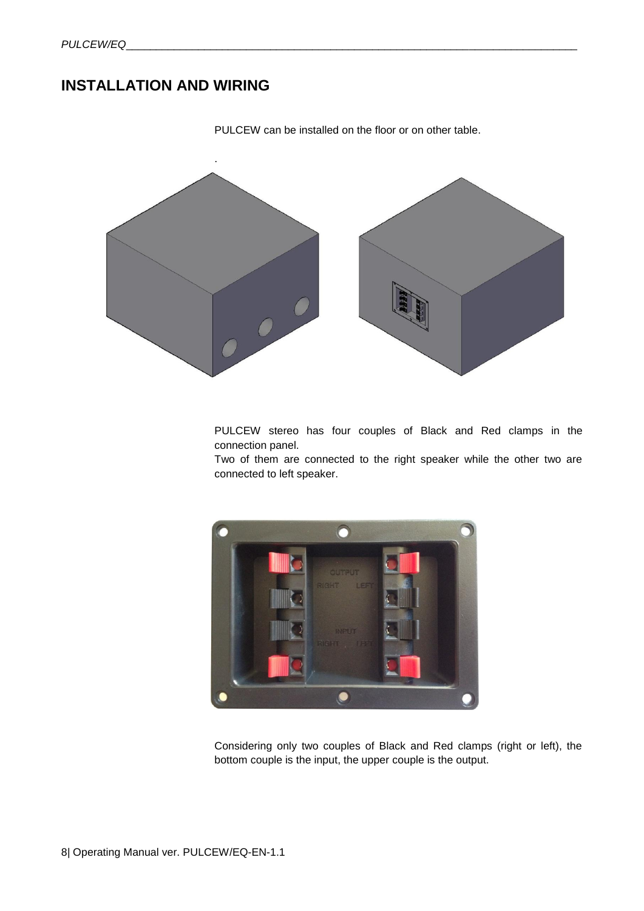# INSTALLATION AND WIRING

PULCEW can be installed on the floor or on other table.

.

PULCEW stereo has four couples of Black and Red clamps in the connection panel.
Two of them are connected to the right speaker while the other two are connected to left speaker.

Considering only two couples of Black and Red clamps (right or left), the bottom couple is the input, the upper couple is the output.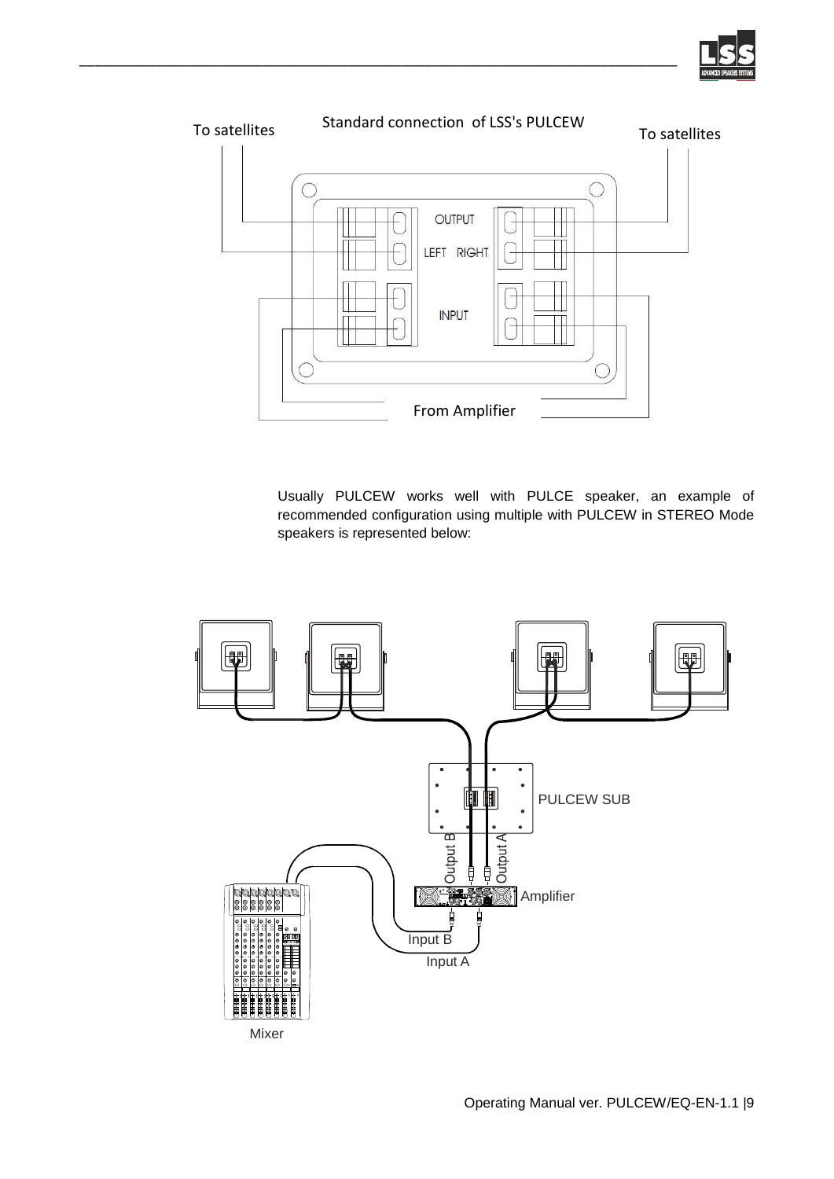Standard connection of LSS's PULCEW

To satellites

OUTPUT

LEFT RIGHT

INPUT

From Amplifier

Usually PULCEW works well with PULCE speaker, an example of recommended configuration using multiple with PULCEW in STEREO Mode speakers is represented below:

PULCEW SUB

Output B

Output A

Amplifier

Input B

Input A

Mixer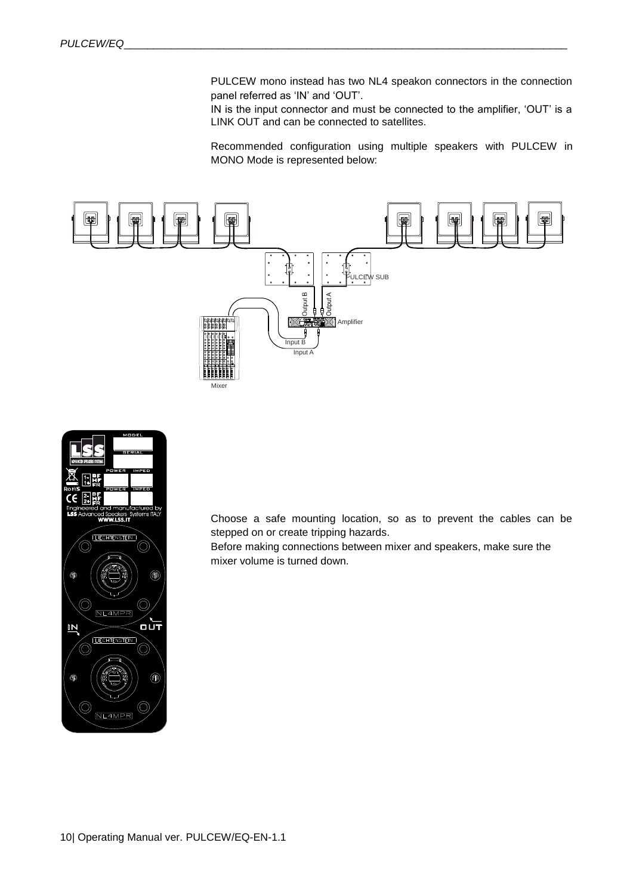PULCEW mono instead has two NL4 speakon connectors in the connection panel referred as 'IN' and 'OUT'.
IN is the input connector and must be connected to the amplifier, 'OUT' is a LINK OUT and can be connected to satellites.

Recommended configuration using multiple speakers with PULCEW in MONO Mode is represented below:

Choose a safe mounting location, so as to prevent the cables can be stepped on or create tripping hazards.
Before making connections between mixer and speakers, make sure the mixer volume is turned down.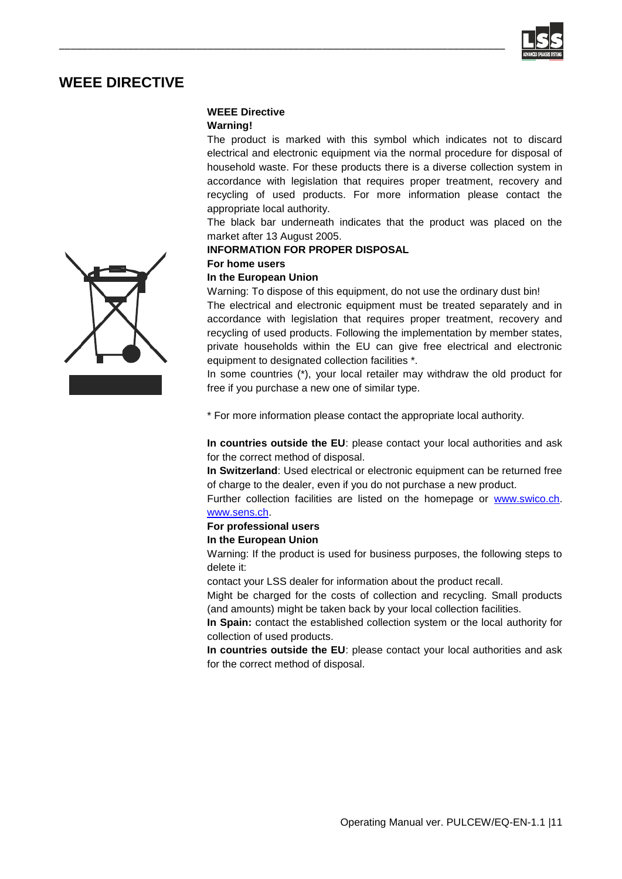# WEEE DIRECTIVE

**WEEE Directive**

**Warning!**

The product is marked with this symbol which indicates not to discard electrical and electronic equipment via the normal procedure for disposal of household waste. For these products there is a diverse collection system in accordance with legislation that requires proper treatment, recovery and recycling of used products. For more information please contact the appropriate local authority.

The black bar underneath indicates that the product was placed on the market after 13 August 2005.

**INFORMATION FOR PROPER DISPOSAL**

**For home users**

**In the European Union**

Warning: To dispose of this equipment, do not use the ordinary dust bin!

The electrical and electronic equipment must be treated separately and in accordance with legislation that requires proper treatment, recovery and recycling of used products. Following the implementation by member states, private households within the EU can give free electrical and electronic equipment to designated collection facilities *.

In some countries (*), your local retailer may withdraw the old product for free if you purchase a new one of similar type.

* For more information please contact the appropriate local authority.

**In countries outside the EU**: please contact your local authorities and ask for the correct method of disposal.

**In Switzerland**: Used electrical or electronic equipment can be returned free of charge to the dealer, even if you do not purchase a new product.

Further collection facilities are listed on the homepage or www.swico.ch. www.sens.ch.

**For professional users**

**In the European Union**

Warning: If the product is used for business purposes, the following steps to delete it:

contact your LSS dealer for information about the product recall.

Might be charged for the costs of collection and recycling. Small products (and amounts) might be taken back by your local collection facilities.

**In Spain:** contact the established collection system or the local authority for collection of used products.

**In countries outside the EU**: please contact your local authorities and ask for the correct method of disposal.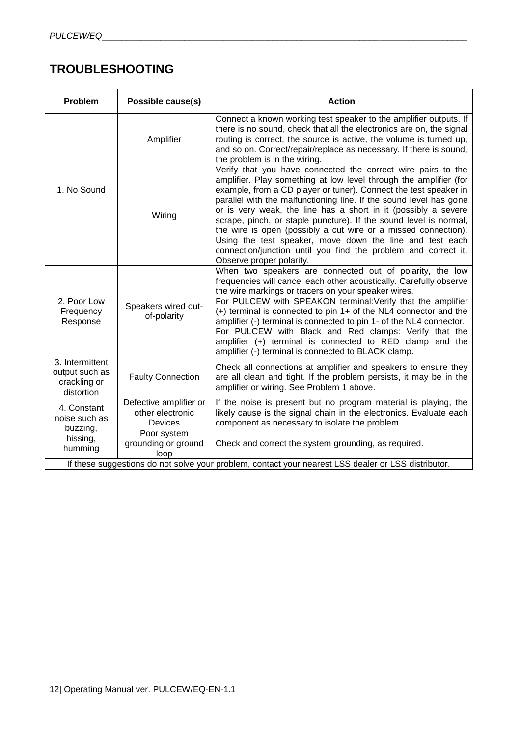# TROUBLESHOOTING

| Problem | Possible cause(s) | Action |
|---|---|---|
| 1. No Sound | Amplifier | Connect a known working test speaker to the amplifier outputs. If there is no sound, check that all the electronics are on, the signal routing is correct, the source is active, the volume is turned up, and so on. Correct/repair/replace as necessary. If there is sound, the problem is in the wiring. |
| | Wiring | Verify that you have connected the correct wire pairs to the amplifier. Play something at low level through the amplifier (for example, from a CD player or tuner). Connect the test speaker in parallel with the malfunctioning line. If the sound level has gone or is very weak, the line has a short in it (possibly a severe scrape, pinch, or staple puncture). If the sound level is normal, the wire is open (possibly a cut wire or a missed connection). Using the test speaker, move down the line and test each connection/junction until you find the problem and correct it. Observe proper polarity. |
| 2. Poor Low Frequency Response | Speakers wired out-of-polarity | When two speakers are connected out of polarity, the low frequencies will cancel each other acoustically. Carefully observe the wire markings or tracers on your speaker wires.<br>For PULCEW with SPEAKON terminal:Verify that the amplifier (+) terminal is connected to pin 1+ of the NL4 connector and the amplifier (-) terminal is connected to pin 1- of the NL4 connector.<br>For PULCEW with Black and Red clamps: Verify that the amplifier (+) terminal is connected to RED clamp and the amplifier (-) terminal is connected to BLACK clamp. |
| 3. Intermittent output such as crackling or distortion | Faulty Connection | Check all connections at amplifier and speakers to ensure they are all clean and tight. If the problem persists, it may be in the amplifier or wiring. See Problem 1 above. |
| 4. Constant noise such as buzzing, hissing, humming | Defective amplifier or other electronic Devices | If the noise is present but no program material is playing, the likely cause is the signal chain in the electronics. Evaluate each component as necessary to isolate the problem. |
| | Poor system grounding or ground loop | Check and correct the system grounding, as required. |
| If these suggestions do not solve your problem, contact your nearest LSS dealer or LSS distributor. | | |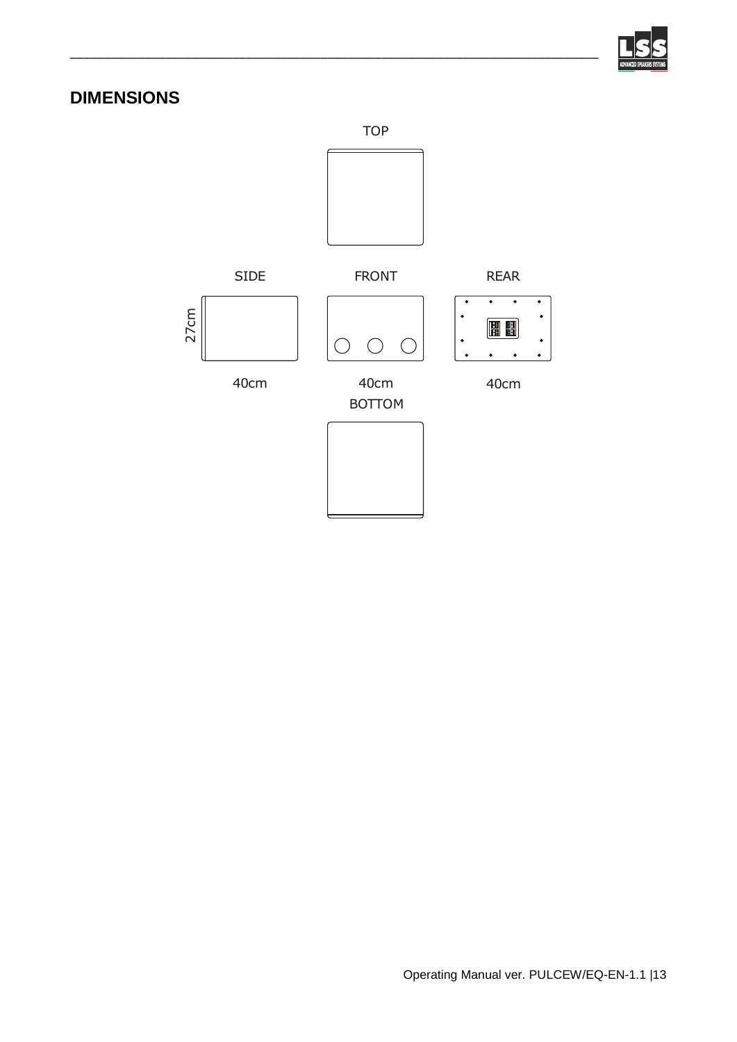## DIMENSIONS

TOP

SIDE

FRONT

REAR

27cm

40cm

40cm

40cm

BOTTOM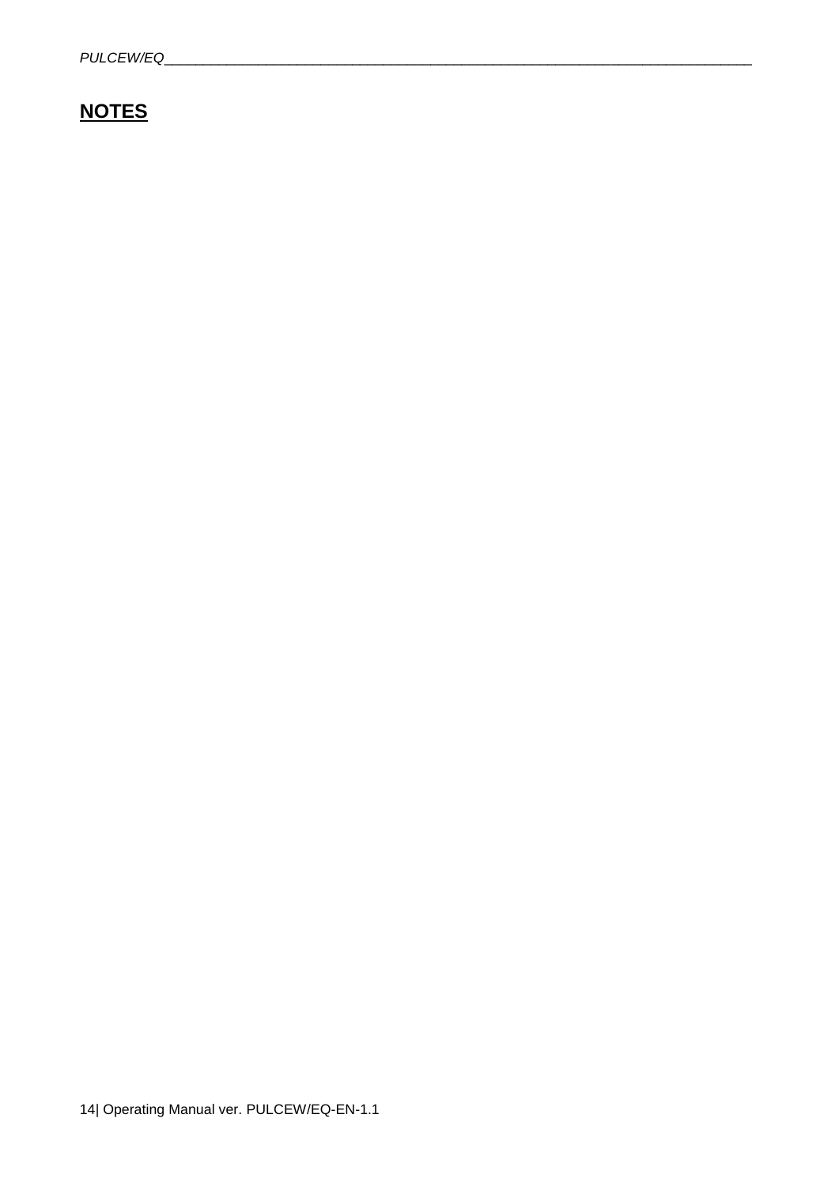## NOTES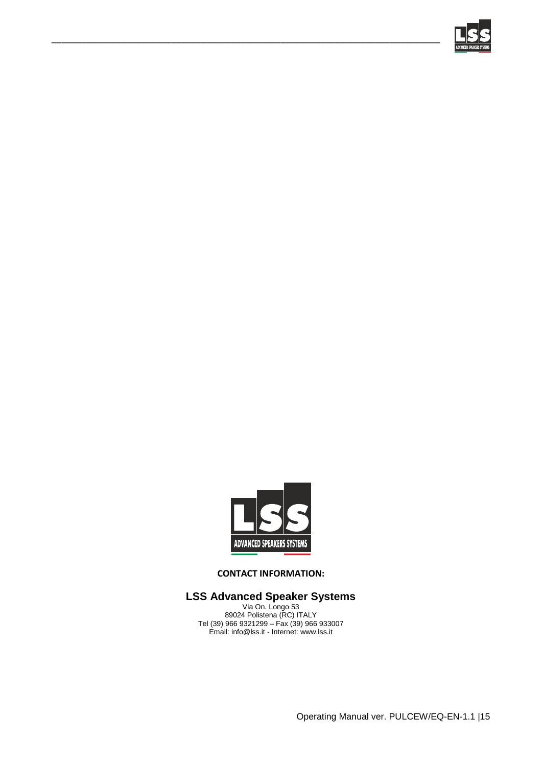**CONTACT INFORMATION:**

**LSS Advanced Speaker Systems**

Via On. Longo 53
89024 Polistena (RC) ITALY
Tel (39) 966 9321299 – Fax (39) 966 933007
Email: info@lss.it - Internet: www.lss.it